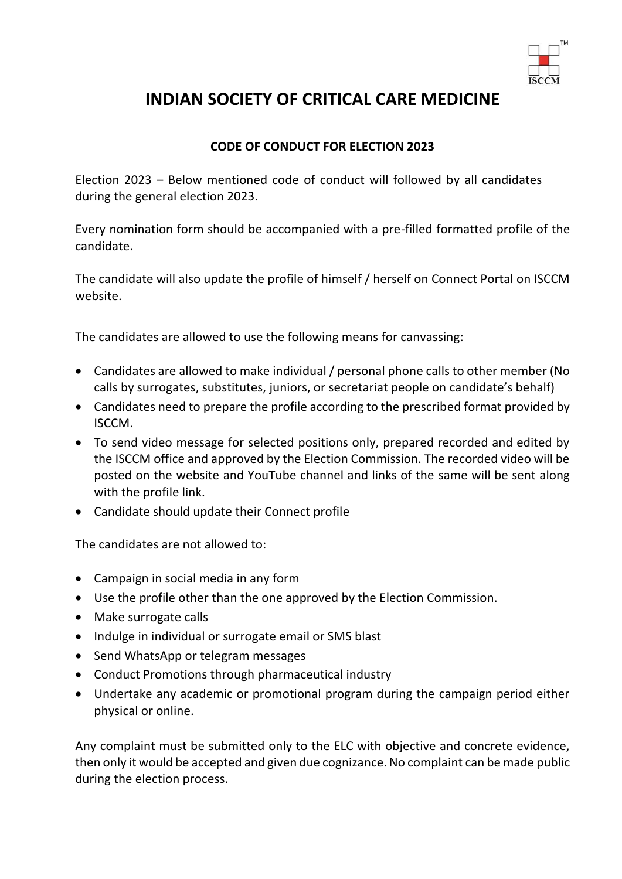# INDIAN SOCIETY OF CRITICAL CARE MEDICINE

**CODE OF CONDUCT FOR ELECTION 2023**

Election 2023 – Below mentioned code of conduct will followed by all candidates during the general election 2023.

Every nomination form should be accompanied with a pre-filled formatted profile of the candidate.

The candidate will also update the profile of himself / herself on Connect Portal on ISCCM website.

The candidates are allowed to use the following means for canvassing:

- Candidates are allowed to make individual / personal phone calls to other member (No calls by surrogates, substitutes, juniors, or secretariat people on candidate's behalf)
- Candidates need to prepare the profile according to the prescribed format provided by ISCCM.
- To send video message for selected positions only, prepared recorded and edited by the ISCCM office and approved by the Election Commission. The recorded video will be posted on the website and YouTube channel and links of the same will be sent along with the profile link.
- Candidate should update their Connect profile

The candidates are not allowed to:

- Campaign in social media in any form
- Use the profile other than the one approved by the Election Commission.
- Make surrogate calls
- Indulge in individual or surrogate email or SMS blast
- Send WhatsApp or telegram messages
- Conduct Promotions through pharmaceutical industry
- Undertake any academic or promotional program during the campaign period either physical or online.

Any complaint must be submitted only to the ELC with objective and concrete evidence, then only it would be accepted and given due cognizance. No complaint can be made public during the election process.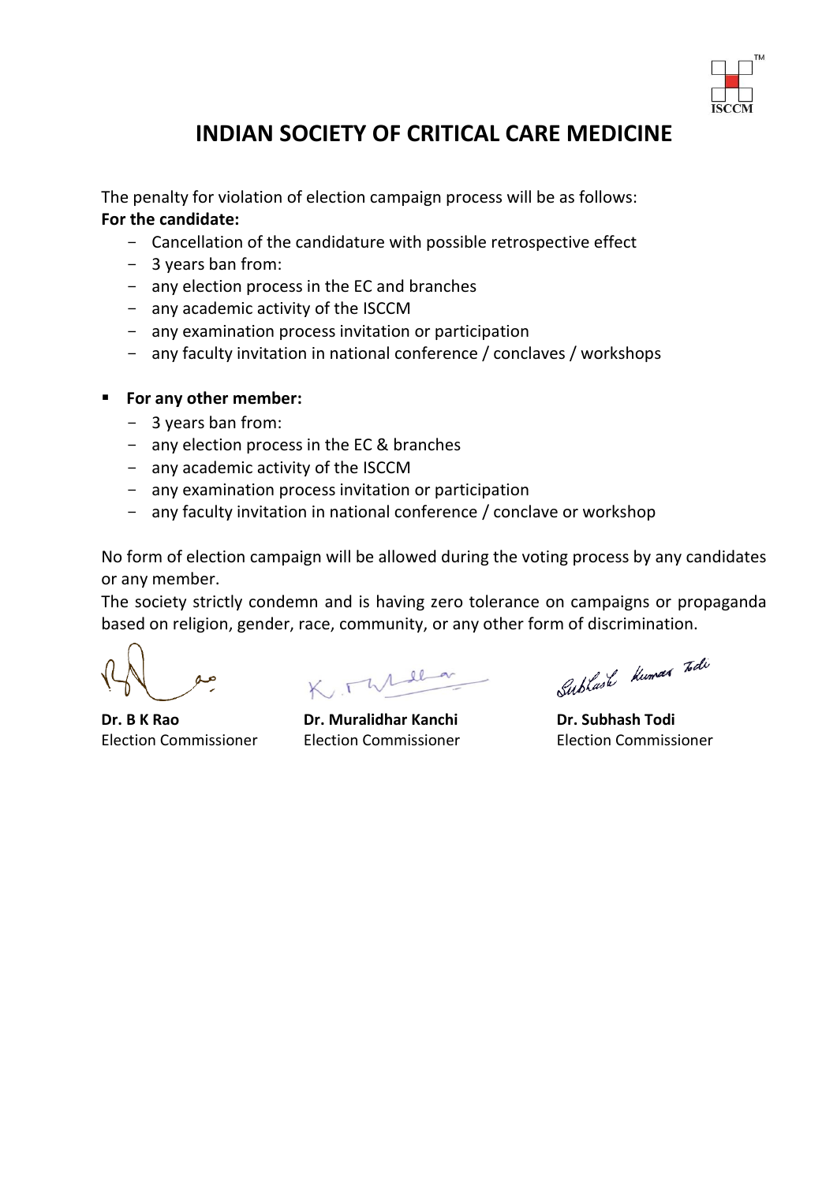# INDIAN SOCIETY OF CRITICAL CARE MEDICINE

The penalty for violation of election campaign process will be as follows:

**For the candidate:**

- Cancellation of the candidature with possible retrospective effect
- 3 years ban from:
- any election process in the EC and branches
- any academic activity of the ISCCM
- any examination process invitation or participation
- any faculty invitation in national conference / conclaves / workshops

- **For any other member:**
  - 3 years ban from:
  - any election process in the EC & branches
  - any academic activity of the ISCCM
  - any examination process invitation or participation
  - any faculty invitation in national conference / conclave or workshop

No form of election campaign will be allowed during the voting process by any candidates or any member.

The society strictly condemn and is having zero tolerance on campaigns or propaganda based on religion, gender, race, community, or any other form of discrimination.

| | | |
|---|---|---|
| **Dr. B K Rao** | **Dr. Muralidhar Kanchi** | **Dr. Subhash Todi** |
| Election Commissioner | Election Commissioner | Election Commissioner |